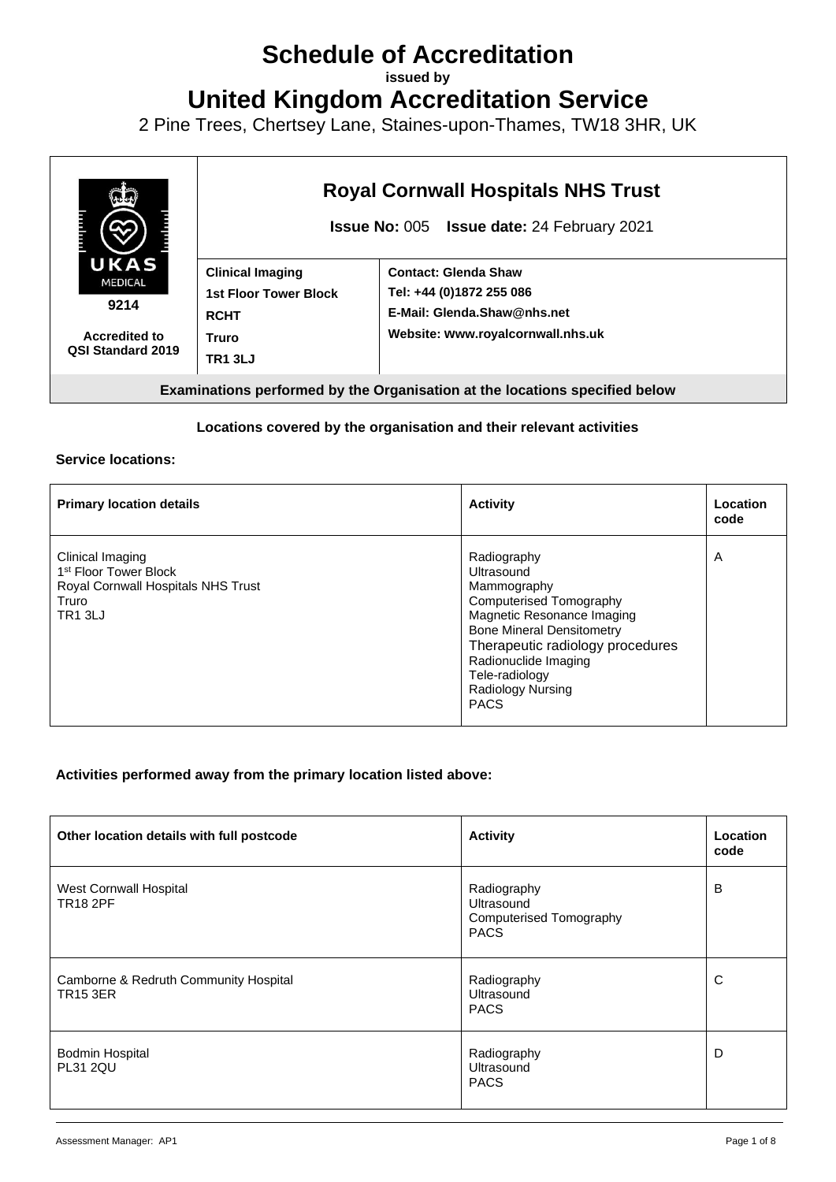# Schedule of Accreditation

**issued by**

# United Kingdom Accreditation Service

2 Pine Trees, Chertsey Lane, Staines-upon-Thames, TW18 3HR, UK

| UKAS MEDICAL 9214 Accredited to QSI Standard 2019 | **Royal Cornwall Hospitals NHS Trust** **Issue No:** 005 **Issue date:** 24 February 2021 | |
|---|---|---|
| | **Clinical Imaging** **1st Floor Tower Block** **RCHT** **Truro** **TR1 3LJ** | **Contact: Glenda Shaw** **Tel: +44 (0)1872 255 086** **E-Mail: Glenda.Shaw@nhs.net** **Website: www.royalcornwall.nhs.uk** |
| **Examinations performed by the Organisation at the locations specified below** | | |

**Locations covered by the organisation and their relevant activities**

**Service locations:**

| Primary location details | Activity | Location code |
|---|---|---|
| Clinical Imaging<br>1st Floor Tower Block<br>Royal Cornwall Hospitals NHS Trust<br>Truro<br>TR1 3LJ | Radiography<br>Ultrasound<br>Mammography<br>Computerised Tomography<br>Magnetic Resonance Imaging<br>Bone Mineral Densitometry<br>Therapeutic radiology procedures<br>Radionuclide Imaging<br>Tele-radiology<br>Radiology Nursing<br>PACS | A |

**Activities performed away from the primary location listed above:**

| Other location details with full postcode | Activity | Location code |
|---|---|---|
| West Cornwall Hospital<br>TR18 2PF | Radiography<br>Ultrasound<br>Computerised Tomography<br>PACS | B |
| Camborne & Redruth Community Hospital<br>TR15 3ER | Radiography<br>Ultrasound<br>PACS | C |
| Bodmin Hospital<br>PL31 2QU | Radiography<br>Ultrasound<br>PACS | D |

Assessment Manager: AP1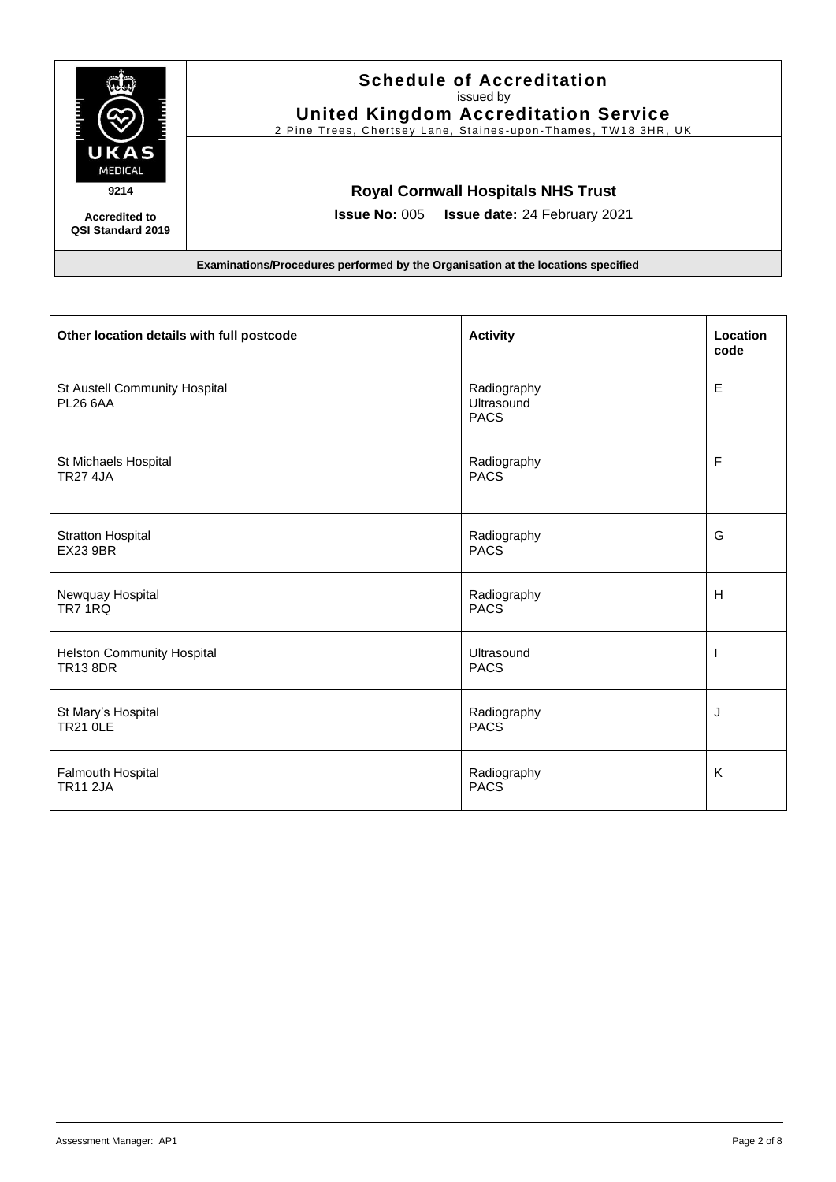# Schedule of Accreditation

issued by

**United Kingdom Accreditation Service**

2 Pine Trees, Chertsey Lane, Staines-upon-Thames, TW18 3HR, UK

UKAS MEDICAL

**9214**

**Accredited to QSI Standard 2019**

## Royal Cornwall Hospitals NHS Trust

**Issue No:** 005 **Issue date:** 24 February 2021

**Examinations/Procedures performed by the Organisation at the locations specified**

| Other location details with full postcode | Activity | Location code |
| --- | --- | --- |
| St Austell Community Hospital<br>PL26 6AA | Radiography<br>Ultrasound<br>PACS | E |
| St Michaels Hospital<br>TR27 4JA | Radiography<br>PACS | F |
| Stratton Hospital<br>EX23 9BR | Radiography<br>PACS | G |
| Newquay Hospital<br>TR7 1RQ | Radiography<br>PACS | H |
| Helston Community Hospital<br>TR13 8DR | Ultrasound<br>PACS | I |
| St Mary's Hospital<br>TR21 0LE | Radiography<br>PACS | J |
| Falmouth Hospital<br>TR11 2JA | Radiography<br>PACS | K |

Assessment Manager: AP1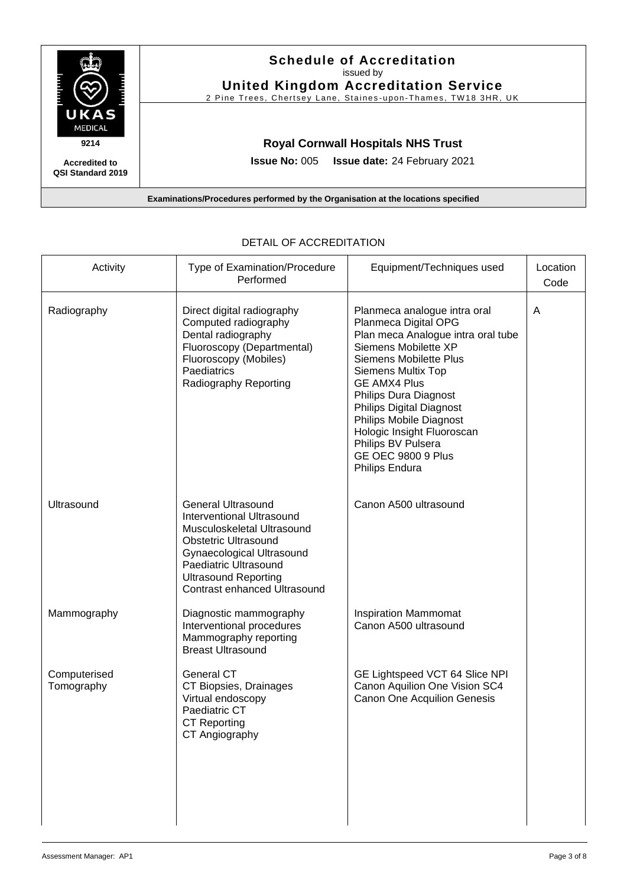# Schedule of Accreditation

issued by

**United Kingdom Accreditation Service**

2 Pine Trees, Chertsey Lane, Staines-upon-Thames, TW18 3HR, UK

**9214**

**Accredited to QSI Standard 2019**

**Royal Cornwall Hospitals NHS Trust**

**Issue No:** 005 **Issue date:** 24 February 2021

**Examinations/Procedures performed by the Organisation at the locations specified**

## DETAIL OF ACCREDITATION

| Activity | Type of Examination/Procedure Performed | Equipment/Techniques used | Location Code |
|---|---|---|---|
| Radiography | Direct digital radiography<br>Computed radiography<br>Dental radiography<br>Fluoroscopy (Departmental)<br>Fluoroscopy (Mobiles)<br>Paediatrics<br>Radiography Reporting | Planmeca analogue intra oral<br>Planmeca Digital OPG<br>Plan meca Analogue intra oral tube<br>Siemens Mobilette XP<br>Siemens Mobilette Plus<br>Siemens Multix Top<br>GE AMX4 Plus<br>Philips Dura Diagnost<br>Philips Digital Diagnost<br>Philips Mobile Diagnost<br>Hologic Insight Fluoroscan<br>Philips BV Pulsera<br>GE OEC 9800 9 Plus<br>Philips Endura | A |
| Ultrasound | General Ultrasound<br>Interventional Ultrasound<br>Musculoskeletal Ultrasound<br>Obstetric Ultrasound<br>Gynaecological Ultrasound<br>Paediatric Ultrasound<br>Ultrasound Reporting<br>Contrast enhanced Ultrasound | Canon A500 ultrasound | |
| Mammography | Diagnostic mammography<br>Interventional procedures<br>Mammography reporting<br>Breast Ultrasound | Inspiration Mammomat<br>Canon A500 ultrasound | |
| Computerised Tomography | General CT<br>CT Biopsies, Drainages<br>Virtual endoscopy<br>Paediatric CT<br>CT Reporting<br>CT Angiography | GE Lightspeed VCT 64 Slice NPI<br>Canon Aquilion One Vision SC4<br>Canon One Acquilion Genesis | |

Assessment Manager: AP1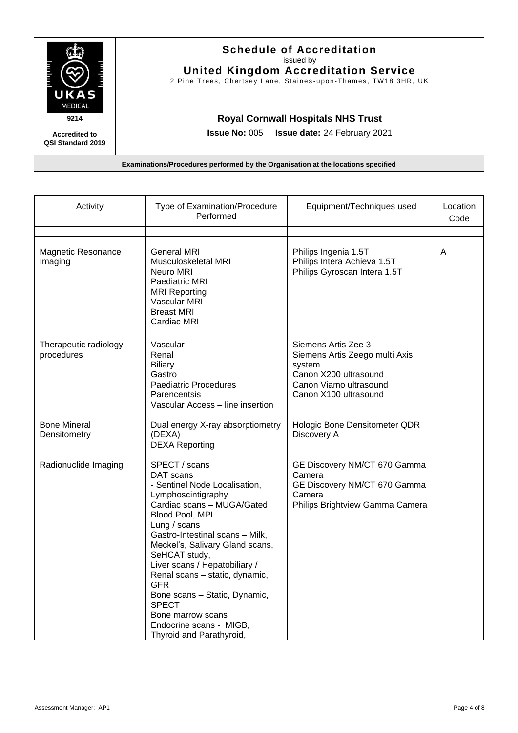# Schedule of Accreditation

issued by

**United Kingdom Accreditation Service**

2 Pine Trees, Chertsey Lane, Staines-upon-Thames, TW18 3HR, UK

UKAS MEDICAL

9214

**Accredited to QSI Standard 2019**

**Royal Cornwall Hospitals NHS Trust**

**Issue No:** 005 **Issue date:** 24 February 2021

**Examinations/Procedures performed by the Organisation at the locations specified**

| Activity | Type of Examination/Procedure Performed | Equipment/Techniques used | Location Code |
|---|---|---|---|
| | | | |
| Magnetic Resonance Imaging | General MRI<br>Musculoskeletal MRI<br>Neuro MRI<br>Paediatric MRI<br>MRI Reporting<br>Vascular MRI<br>Breast MRI<br>Cardiac MRI | Philips Ingenia 1.5T<br>Philips Intera Achieva 1.5T<br>Philips Gyroscan Intera 1.5T | A |
| Therapeutic radiology procedures | Vascular<br>Renal<br>Biliary<br>Gastro<br>Paediatric Procedures<br>Parencentsis<br>Vascular Access – line insertion | Siemens Artis Zee 3<br>Siemens Artis Zeego multi Axis system<br>Canon X200 ultrasound<br>Canon Viamo ultrasound<br>Canon X100 ultrasound | |
| Bone Mineral Densitometry | Dual energy X-ray absorptiometry (DEXA)<br>DEXA Reporting | Hologic Bone Densitometer QDR Discovery A | |
| Radionuclide Imaging | SPECT / scans<br>DAT scans<br>- Sentinel Node Localisation, Lymphoscintigraphy<br>Cardiac scans – MUGA/Gated Blood Pool, MPI<br>Lung / scans<br>Gastro-Intestinal scans – Milk, Meckel's, Salivary Gland scans, SeHCAT study,<br>Liver scans / Hepatobiliary /<br>Renal scans – static, dynamic, GFR<br>Bone scans – Static, Dynamic, SPECT<br>Bone marrow scans<br>Endocrine scans - MIGB, Thyroid and Parathyroid, | GE Discovery NM/CT 670 Gamma Camera<br>GE Discovery NM/CT 670 Gamma Camera<br>Philips Brightview Gamma Camera | |

Assessment Manager: AP1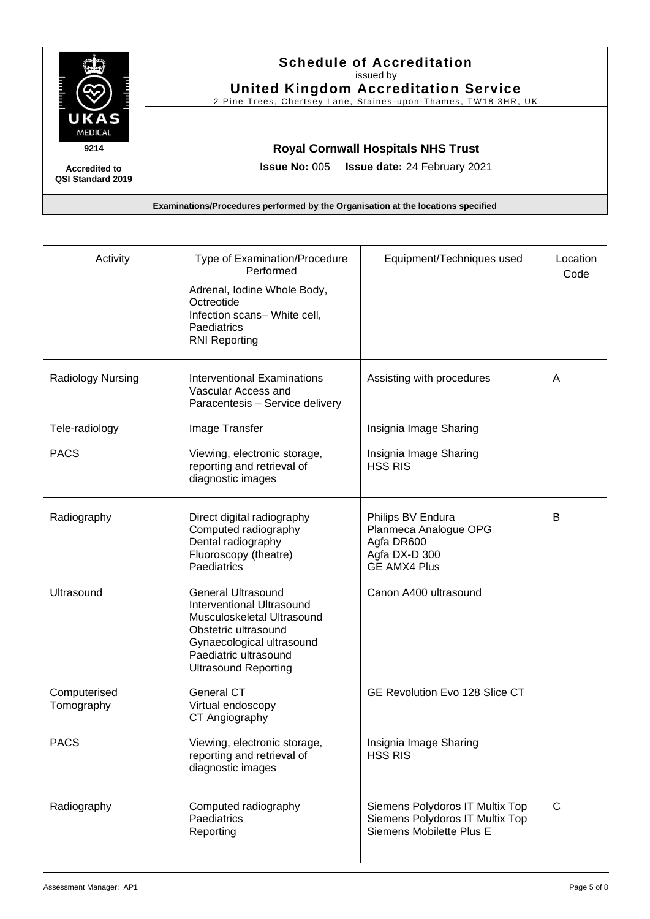**Schedule of Accreditation**
issued by
**United Kingdom Accreditation Service**
2 Pine Trees, Chertsey Lane, Staines-upon-Thames, TW18 3HR, UK

UKAS MEDICAL
**9214**
**Accredited to QSI Standard 2019**

**Royal Cornwall Hospitals NHS Trust**

**Issue No:** 005 **Issue date:** 24 February 2021

**Examinations/Procedures performed by the Organisation at the locations specified**

| Activity | Type of Examination/Procedure Performed | Equipment/Techniques used | Location Code |
|---|---|---|---|
| | Adrenal, Iodine Whole Body, Octreotide<br>Infection scans– White cell, Paediatrics<br>RNI Reporting | | |
| Radiology Nursing | Interventional Examinations Vascular Access and Paracentesis – Service delivery | Assisting with procedures | A |
| Tele-radiology | Image Transfer | Insignia Image Sharing | |
| PACS | Viewing, electronic storage, reporting and retrieval of diagnostic images | Insignia Image Sharing<br>HSS RIS | |
| Radiography | Direct digital radiography<br>Computed radiography<br>Dental radiography<br>Fluoroscopy (theatre)<br>Paediatrics | Philips BV Endura<br>Planmeca Analogue OPG<br>Agfa DR600<br>Agfa DX-D 300<br>GE AMX4 Plus | B |
| Ultrasound | General Ultrasound<br>Interventional Ultrasound<br>Musculoskeletal Ultrasound<br>Obstetric ultrasound<br>Gynaecological ultrasound<br>Paediatric ultrasound<br>Ultrasound Reporting | Canon A400 ultrasound | |
| Computerised Tomography | General CT<br>Virtual endoscopy<br>CT Angiography | GE Revolution Evo 128 Slice CT | |
| PACS | Viewing, electronic storage, reporting and retrieval of diagnostic images | Insignia Image Sharing<br>HSS RIS | |
| Radiography | Computed radiography<br>Paediatrics<br>Reporting | Siemens Polydoros IT Multix Top<br>Siemens Polydoros IT Multix Top<br>Siemens Mobilette Plus E | C |

Assessment Manager: AP1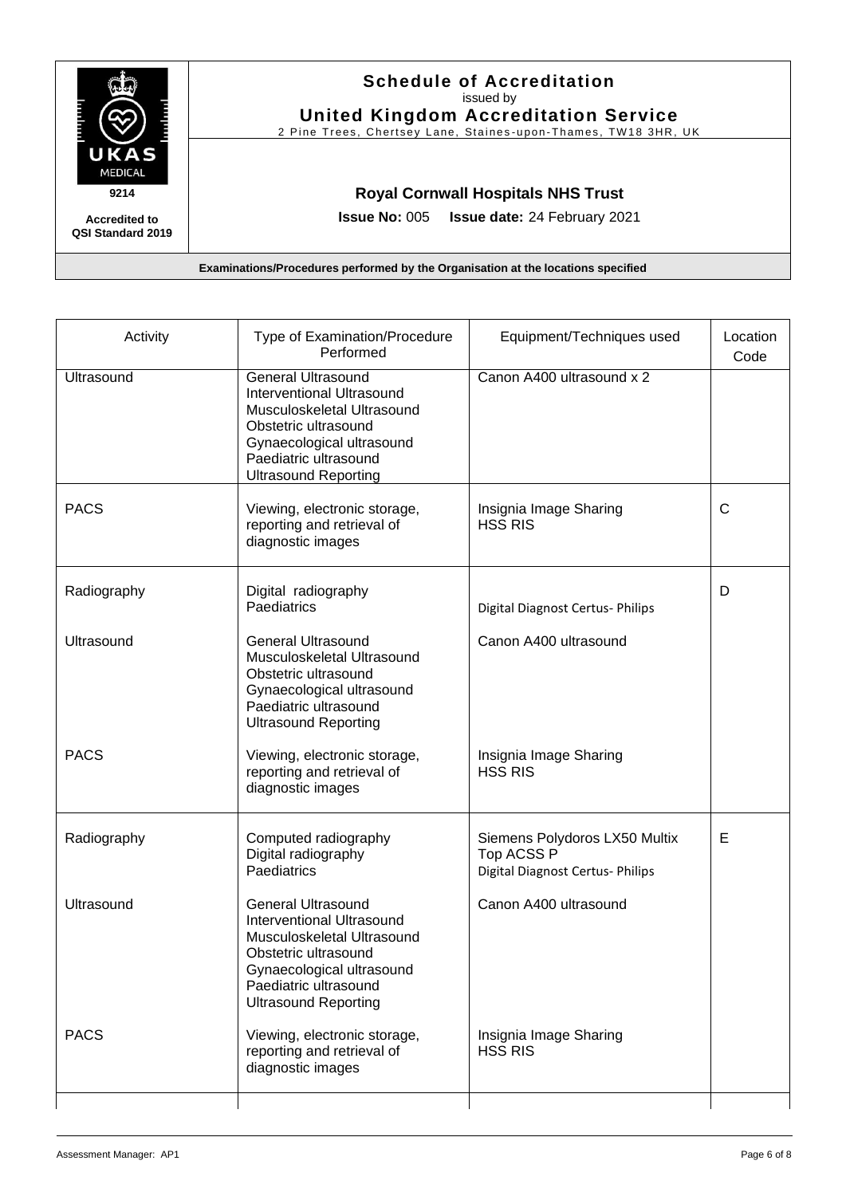# Schedule of Accreditation

issued by

**United Kingdom Accreditation Service**

2 Pine Trees, Chertsey Lane, Staines-upon-Thames, TW18 3HR, UK

9214

**Accredited to QSI Standard 2019**

**Royal Cornwall Hospitals NHS Trust**

**Issue No:** 005 **Issue date:** 24 February 2021

**Examinations/Procedures performed by the Organisation at the locations specified**

| Activity | Type of Examination/Procedure Performed | Equipment/Techniques used | Location Code |
|---|---|---|---|
| Ultrasound | General Ultrasound<br>Interventional Ultrasound<br>Musculoskeletal Ultrasound<br>Obstetric ultrasound<br>Gynaecological ultrasound<br>Paediatric ultrasound<br>Ultrasound Reporting | Canon A400 ultrasound x 2 | |
| PACS | Viewing, electronic storage, reporting and retrieval of diagnostic images | Insignia Image Sharing<br>HSS RIS | C |
| Radiography | Digital radiography<br>Paediatrics | Digital Diagnost Certus- Philips | D |
| Ultrasound | General Ultrasound<br>Musculoskeletal Ultrasound<br>Obstetric ultrasound<br>Gynaecological ultrasound<br>Paediatric ultrasound<br>Ultrasound Reporting | Canon A400 ultrasound | |
| PACS | Viewing, electronic storage, reporting and retrieval of diagnostic images | Insignia Image Sharing<br>HSS RIS | |
| Radiography | Computed radiography<br>Digital radiography<br>Paediatrics | Siemens Polydoros LX50 Multix Top ACSS P<br>Digital Diagnost Certus- Philips | E |
| Ultrasound | General Ultrasound<br>Interventional Ultrasound<br>Musculoskeletal Ultrasound<br>Obstetric ultrasound<br>Gynaecological ultrasound<br>Paediatric ultrasound<br>Ultrasound Reporting | Canon A400 ultrasound | |
| PACS | Viewing, electronic storage, reporting and retrieval of diagnostic images | Insignia Image Sharing<br>HSS RIS | |

Assessment Manager: AP1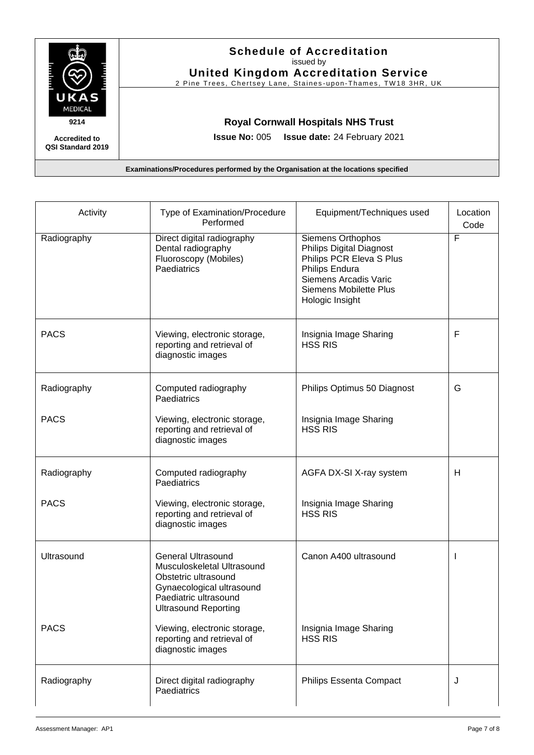# Schedule of Accreditation

issued by

**United Kingdom Accreditation Service**

2 Pine Trees, Chertsey Lane, Staines-upon-Thames, TW18 3HR, UK

UKAS MEDICAL 9214

**Accredited to QSI Standard 2019**

**Royal Cornwall Hospitals NHS Trust**

**Issue No:** 005 **Issue date:** 24 February 2021

**Examinations/Procedures performed by the Organisation at the locations specified**

| Activity | Type of Examination/Procedure Performed | Equipment/Techniques used | Location Code |
|---|---|---|---|
| Radiography | Direct digital radiography<br>Dental radiography<br>Fluoroscopy (Mobiles)<br>Paediatrics | Siemens Orthophos<br>Philips Digital Diagnost<br>Philips PCR Eleva S Plus<br>Philips Endura<br>Siemens Arcadis Varic<br>Siemens Mobilette Plus<br>Hologic Insight | F |
| PACS | Viewing, electronic storage, reporting and retrieval of diagnostic images | Insignia Image Sharing<br>HSS RIS | F |
| Radiography | Computed radiography<br>Paediatrics | Philips Optimus 50 Diagnost | G |
| PACS | Viewing, electronic storage, reporting and retrieval of diagnostic images | Insignia Image Sharing<br>HSS RIS | |
| Radiography | Computed radiography<br>Paediatrics | AGFA DX-SI X-ray system | H |
| PACS | Viewing, electronic storage, reporting and retrieval of diagnostic images | Insignia Image Sharing<br>HSS RIS | |
| Ultrasound | General Ultrasound<br>Musculoskeletal Ultrasound<br>Obstetric ultrasound<br>Gynaecological ultrasound<br>Paediatric ultrasound<br>Ultrasound Reporting | Canon A400 ultrasound | I |
| PACS | Viewing, electronic storage, reporting and retrieval of diagnostic images | Insignia Image Sharing<br>HSS RIS | |
| Radiography | Direct digital radiography<br>Paediatrics | Philips Essenta Compact | J |

Assessment Manager: AP1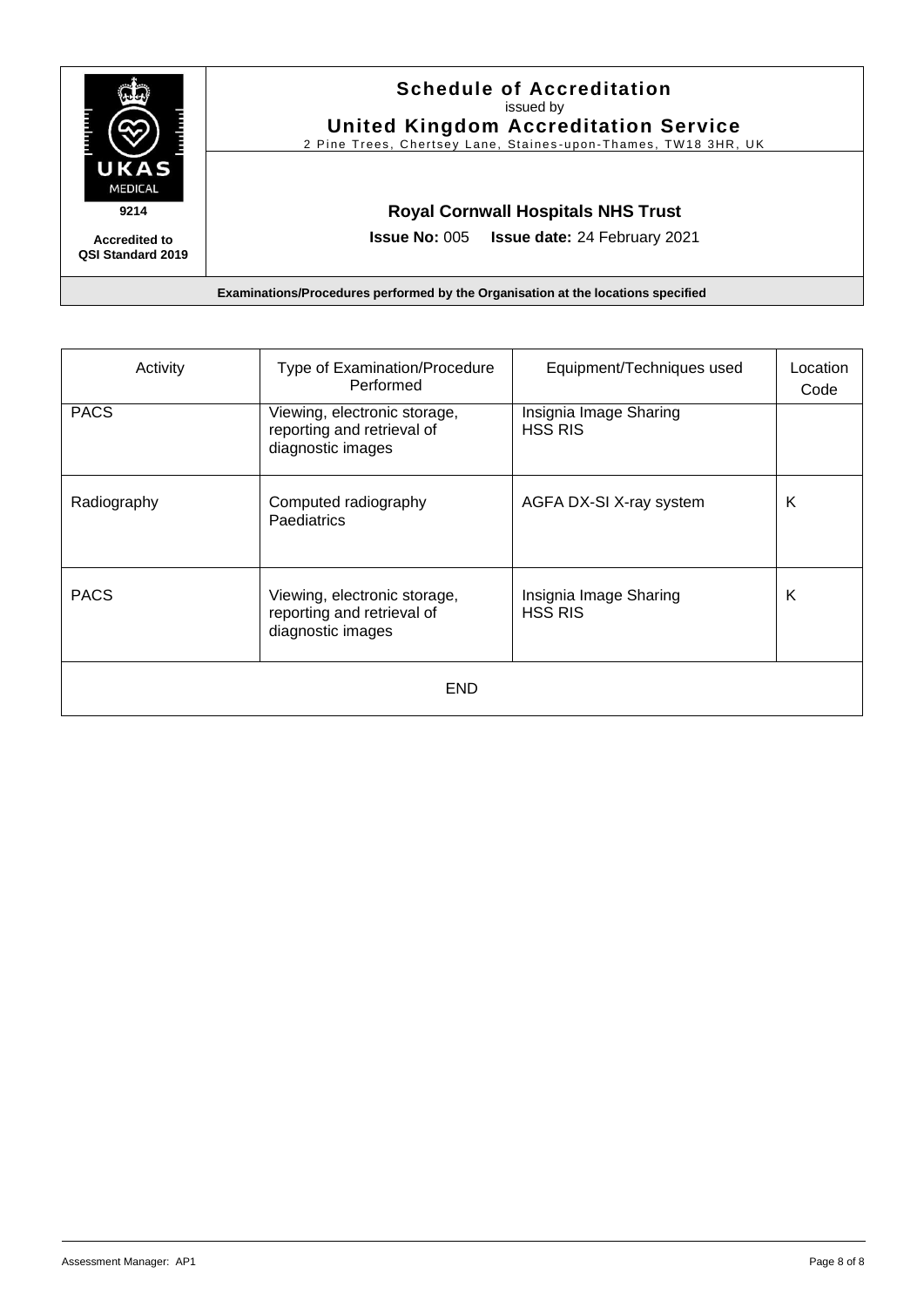**Schedule of Accreditation**
issued by
**United Kingdom Accreditation Service**
2 Pine Trees, Chertsey Lane, Staines-upon-Thames, TW18 3HR, UK

UKAS MEDICAL
**9214**
**Accredited to QSI Standard 2019**

**Royal Cornwall Hospitals NHS Trust**

**Issue No:** 005 **Issue date:** 24 February 2021

**Examinations/Procedures performed by the Organisation at the locations specified**

| Activity | Type of Examination/Procedure Performed | Equipment/Techniques used | Location Code |
|---|---|---|---|
| PACS | Viewing, electronic storage, reporting and retrieval of diagnostic images | Insignia Image Sharing<br>HSS RIS | |
| Radiography | Computed radiography<br>Paediatrics | AGFA DX-SI X-ray system | K |
| PACS | Viewing, electronic storage, reporting and retrieval of diagnostic images | Insignia Image Sharing<br>HSS RIS | K |
| END | | | |

Assessment Manager: AP1